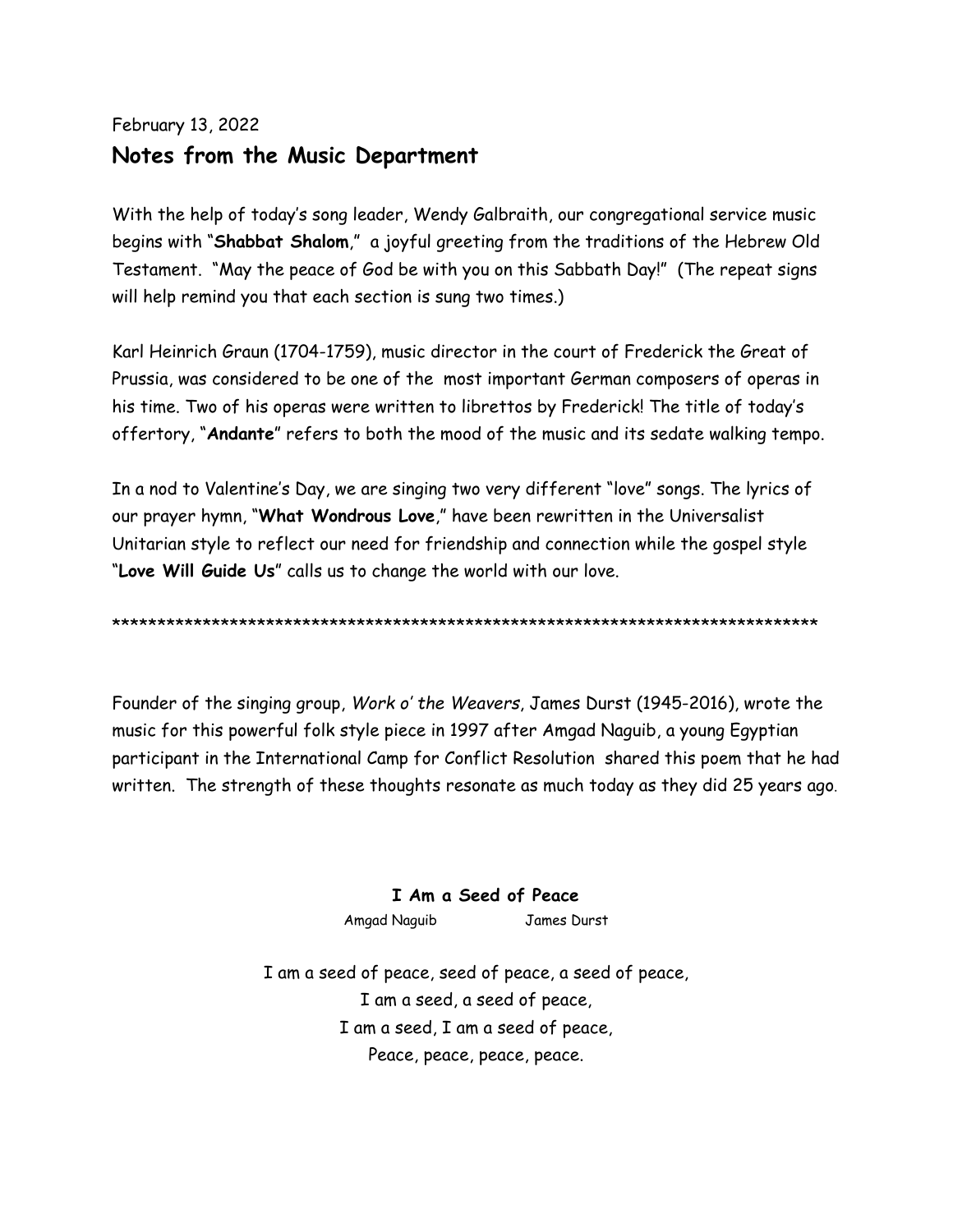February 13, 2022

## Notes from the Music Department

With the help of today's song leader, Wendy Galbraith, our congregational service music begins with "**Shabbat Shalom**," a joyful greeting from the traditions of the Hebrew Old Testament. "May the peace of God be with you on this Sabbath Day!" (The repeat signs will help remind you that each section is sung two times.)

Karl Heinrich Graun (1704-1759), music director in the court of Frederick the Great of Prussia, was considered to be one of the most important German composers of operas in his time. Two of his operas were written to librettos by Frederick! The title of today's offertory, "**Andante**" refers to both the mood of the music and its sedate walking tempo.

In a nod to Valentine's Day, we are singing two very different "love" songs. The lyrics of our prayer hymn, "**What Wondrous Love**," have been rewritten in the Universalist Unitarian style to reflect our need for friendship and connection while the gospel style "**Love Will Guide Us**" calls us to change the world with our love.

********************************************************************************

Founder of the singing group, *Work o' the Weavers*, James Durst (1945-2016), wrote the music for this powerful folk style piece in 1997 after Amgad Naguib, a young Egyptian participant in the International Camp for Conflict Resolution shared this poem that he had written. The strength of these thoughts resonate as much today as they did 25 years ago.

**I Am a Seed of Peace**

Amgad Naguib James Durst

I am a seed of peace, seed of peace, a seed of peace,
I am a seed, a seed of peace,
I am a seed, I am a seed of peace,
Peace, peace, peace, peace.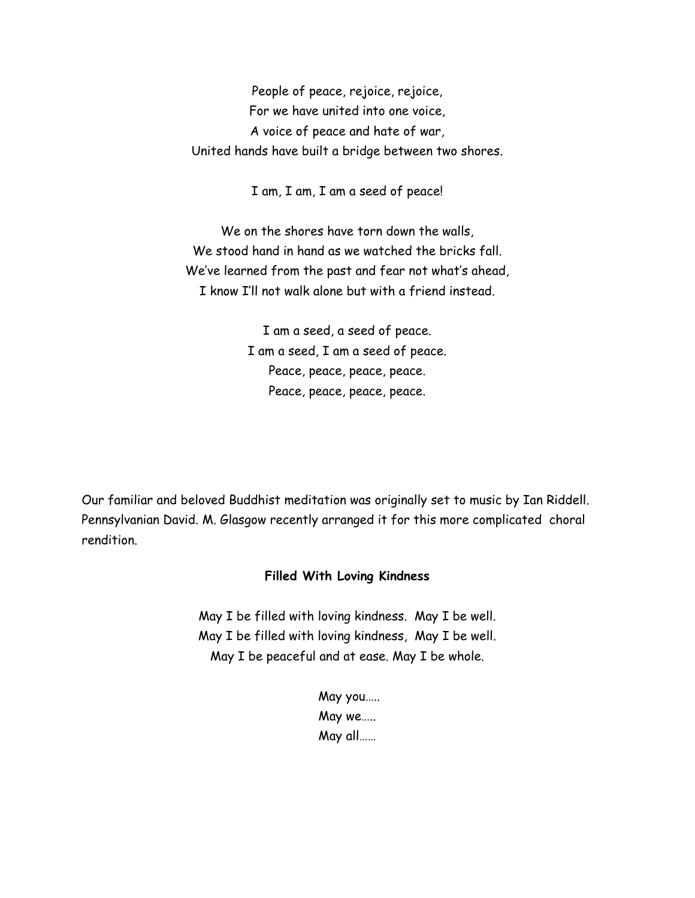People of peace, rejoice, rejoice,
For we have united into one voice,
A voice of peace and hate of war,
United hands have built a bridge between two shores.

I am, I am, I am a seed of peace!

We on the shores have torn down the walls,
We stood hand in hand as we watched the bricks fall.
We've learned from the past and fear not what's ahead,
I know I'll not walk alone but with a friend instead.

I am a seed, a seed of peace.
I am a seed, I am a seed of peace.
Peace, peace, peace, peace.
Peace, peace, peace, peace.

Our familiar and beloved Buddhist meditation was originally set to music by Ian Riddell. Pennsylvanian David. M. Glasgow recently arranged it for this more complicated choral rendition.

**Filled With Loving Kindness**

May I be filled with loving kindness. May I be well.
May I be filled with loving kindness, May I be well.
May I be peaceful and at ease. May I be whole.

May you…..
May we…..
May all……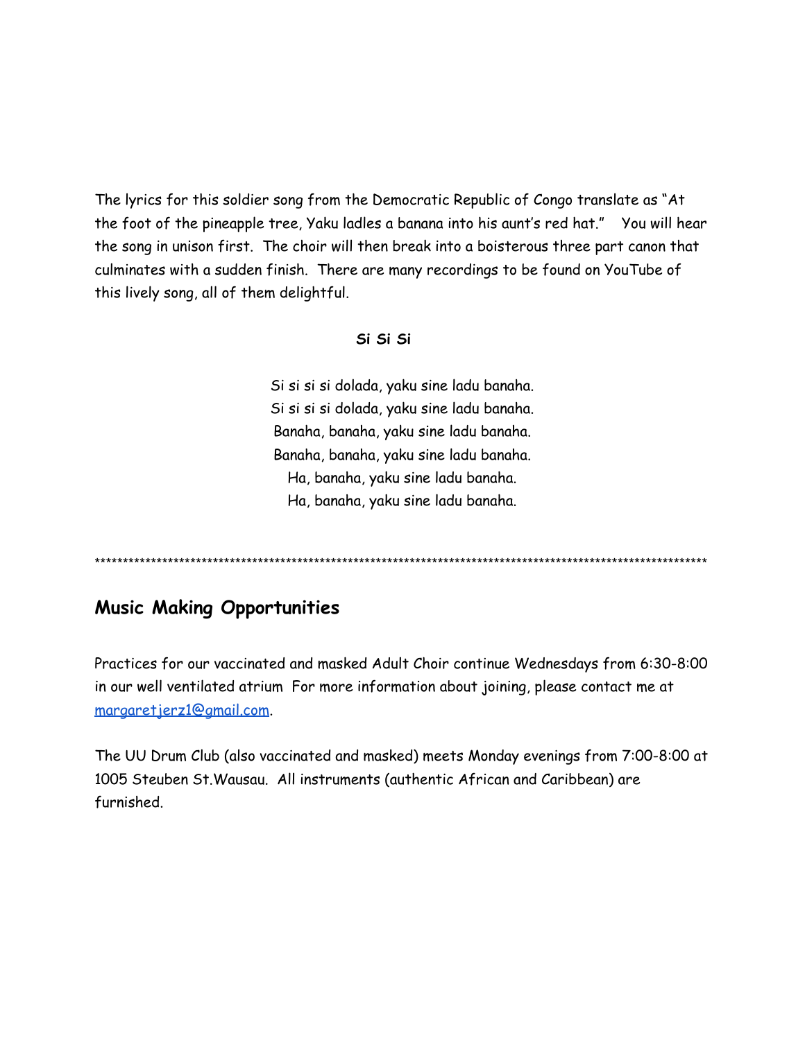The lyrics for this soldier song from the Democratic Republic of Congo translate as "At the foot of the pineapple tree, Yaku ladles a banana into his aunt's red hat."   You will hear the song in unison first.  The choir will then break into a boisterous three part canon that culminates with a sudden finish.  There are many recordings to be found on YouTube of this lively song, all of them delightful.

**Si Si Si**

Si si si si dolada, yaku sine ladu banaha.
Si si si si dolada, yaku sine ladu banaha.
Banaha, banaha, yaku sine ladu banaha.
Banaha, banaha, yaku sine ladu banaha.
Ha, banaha, yaku sine ladu banaha.
Ha, banaha, yaku sine ladu banaha.

***************************************************************************************************************

## Music Making Opportunities

Practices for our vaccinated and masked Adult Choir continue Wednesdays from 6:30-8:00 in our well ventilated atrium  For more information about joining, please contact me at [margaretjerz1@gmail.com](mailto:margaretjerz1@gmail.com).

The UU Drum Club (also vaccinated and masked) meets Monday evenings from 7:00-8:00 at 1005 Steuben St.Wausau.  All instruments (authentic African and Caribbean) are furnished.